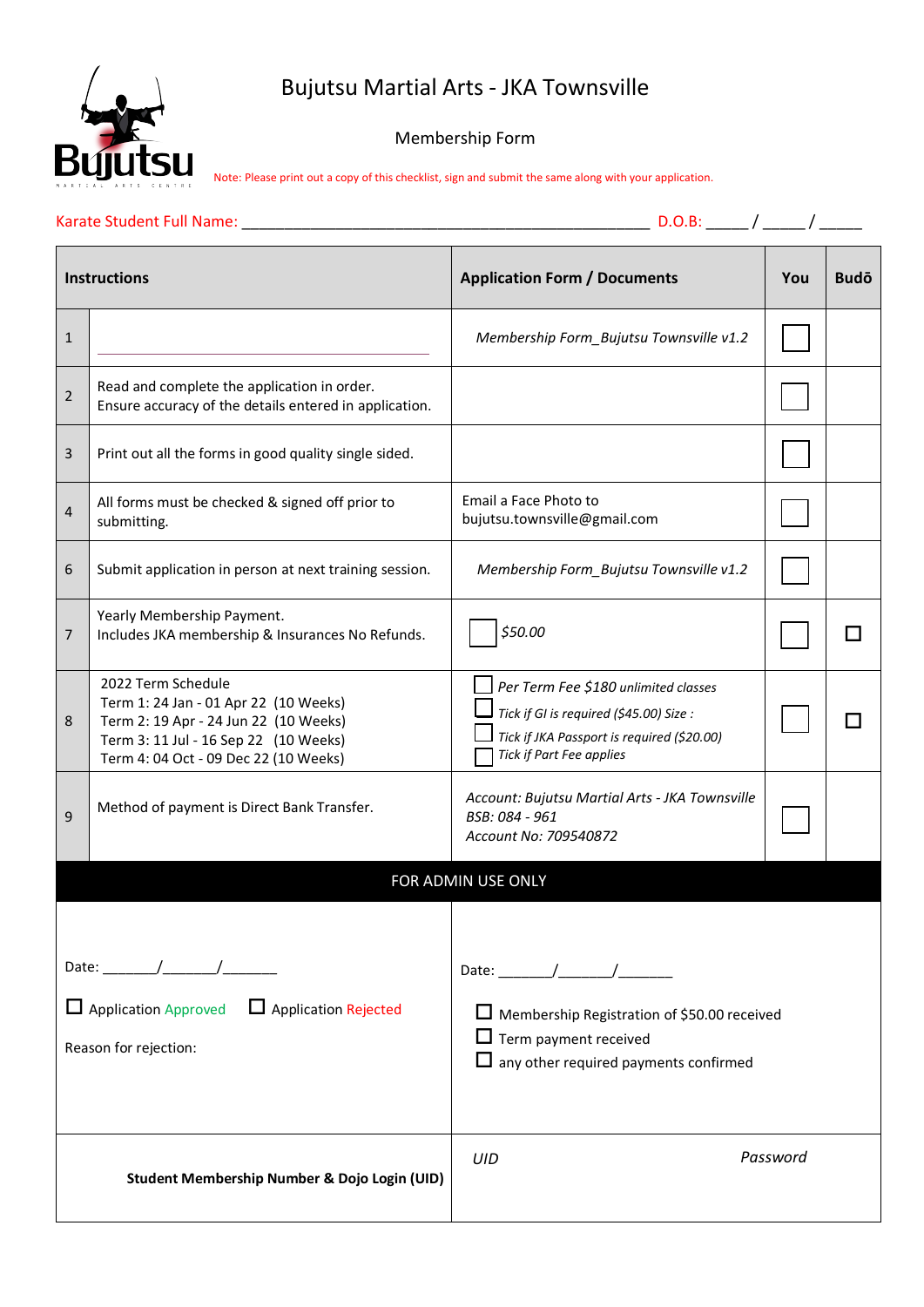# Bujutsu Martial Arts - JKA Townsville

Membership Form

Note: Please print out a copy of this checklist, sign and submit the same along with your application.

Karate Student Full Name: ________________________________________________ D.O.B: _____ / _____ / _____

| | Instructions | Application Form / Documents | You | Budō |
|---|---|---|---|---|
| 1 | | *Membership Form_Bujutsu Townsville v1.2* | ☐ | |
| 2 | Read and complete the application in order. Ensure accuracy of the details entered in application. | | ☐ | |
| 3 | Print out all the forms in good quality single sided. | | ☐ | |
| 4 | All forms must be checked & signed off prior to submitting. | Email a Face Photo to bujutsu.townsville@gmail.com | ☐ | |
| 6 | Submit application in person at next training session. | *Membership Form_Bujutsu Townsville v1.2* | ☐ | |
| 7 | Yearly Membership Payment. Includes JKA membership & Insurances No Refunds. | ☐ *$50.00* | ☐ | ☐ |
| 8 | 2022 Term Schedule<br>Term 1: 24 Jan - 01 Apr 22 (10 Weeks)<br>Term 2: 19 Apr - 24 Jun 22 (10 Weeks)<br>Term 3: 11 Jul - 16 Sep 22 (10 Weeks)<br>Term 4: 04 Oct - 09 Dec 22 (10 Weeks) | ☐ *Per Term Fee $180 unlimited classes*<br>☐ *Tick if GI is required ($45.00) Size :*<br>☐ *Tick if JKA Passport is required ($20.00)*<br>☐ *Tick if Part Fee applies* | ☐ | ☐ |
| 9 | Method of payment is Direct Bank Transfer. | *Account: Bujutsu Martial Arts - JKA Townsville*<br>*BSB: 084 - 961*<br>*Account No: 709540872* | ☐ | |

**FOR ADMIN USE ONLY**

| | |
|---|---|
| Date: _______/_______/_______<br><br>☐ Application Approved ☐ Application Rejected<br><br>Reason for rejection: | Date: _______/_______/_______<br><br>☐ Membership Registration of $50.00 received<br>☐ Term payment received<br>☐ any other required payments confirmed |
| **Student Membership Number & Dojo Login (UID)** | *UID* *Password* |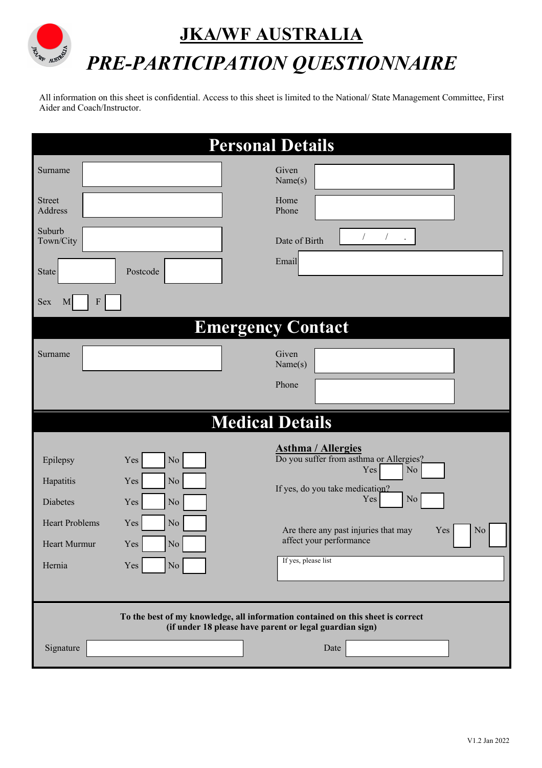# JKA/WF AUSTRALIA

## *PRE-PARTICIPATION QUESTIONNAIRE*

All information on this sheet is confidential. Access to this sheet is limited to the National/ State Management Committee, First Aider and Coach/Instructor.

## Personal Details

| | | | |
|---|---|---|---|
| Surname | | Given Name(s) | |
| Street Address | | Home Phone | |
| Suburb Town/City | | Date of Birth | / / . |
| State | Postcode | Email | |
| Sex M ☐ F ☐ | | | |

## Emergency Contact

| | | | |
|---|---|---|---|
| Surname | | Given Name(s) | |
| | | Phone | |

## Medical Details

| Condition | Yes | No |
|---|---|---|
| Epilepsy | ☐ | ☐ |
| Hapatitis | ☐ | ☐ |
| Diabetes | ☐ | ☐ |
| Heart Problems | ☐ | ☐ |
| Heart Murmur | ☐ | ☐ |
| Hernia | ☐ | ☐ |

**Asthma / Allergies**

Do you suffer from asthma or Allergies? Yes ☐ No ☐

If yes, do you take medication? Yes ☐ No ☐

Are there any past injuries that may affect your performance Yes ☐ No ☐

If yes, please list

**To the best of my knowledge, all information contained on this sheet is correct (if under 18 please have parent or legal guardian sign)**

Signature ________________ Date ________________

V1.2 Jan 2022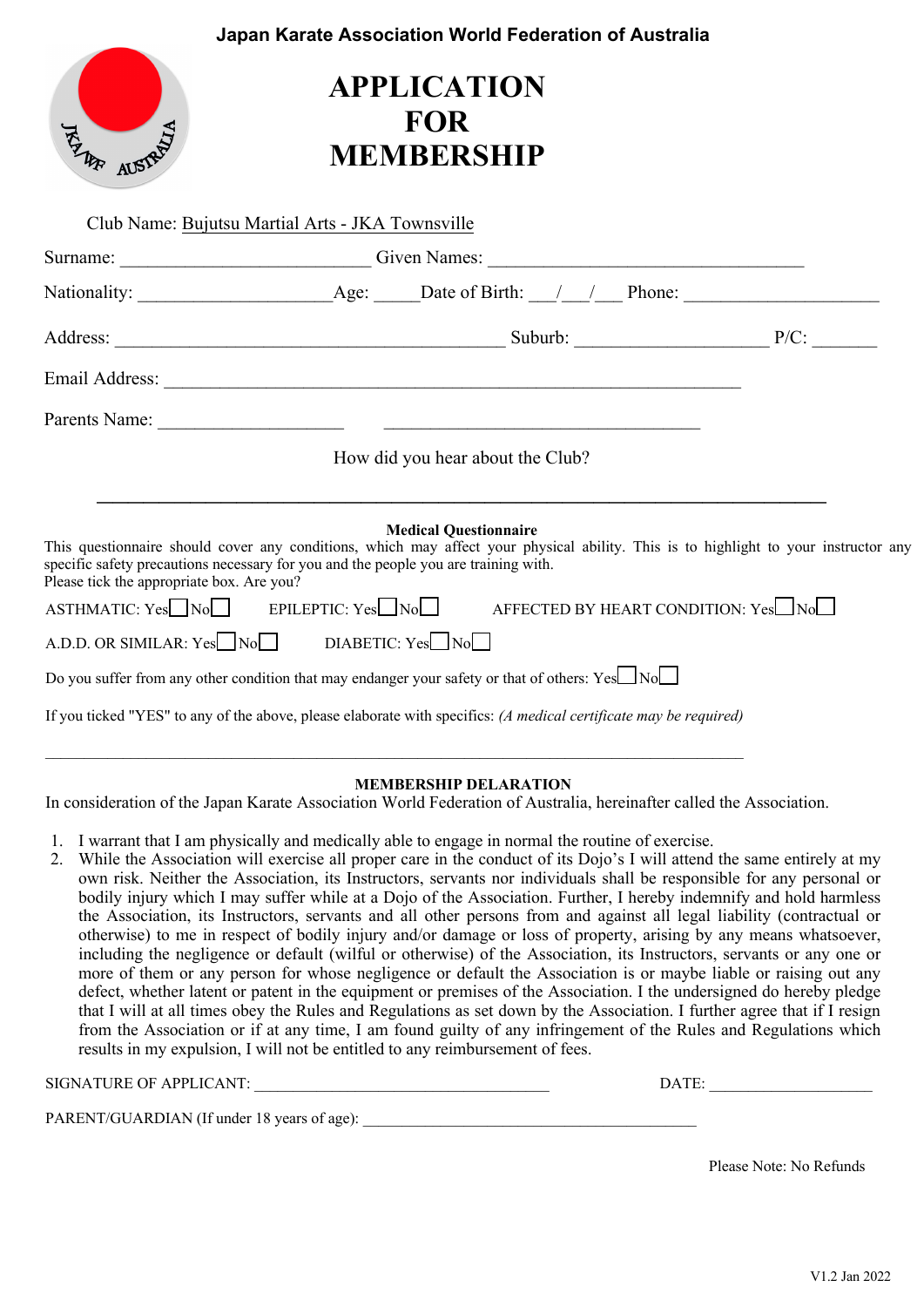Japan Karate Association World Federation of Australia

# APPLICATION FOR MEMBERSHIP

Club Name: Bujutsu Martial Arts - JKA Townsville

Surname: ___________________________ Given Names: ___________________________________

Nationality: ____________________ Age: _____ Date of Birth: ___/___/___ Phone: _____________________

Address: ____________________________________________ Suburb: _____________________ P/C: _______

Email Address: __________________________________________________________________

Parents Name: ____________________ ___________________________________

How did you hear about the Club?

______________________________________________________________________________

**Medical Questionnaire**

This questionnaire should cover any conditions, which may affect your physical ability. This is to highlight to your instructor any specific safety precautions necessary for you and the people you are training with.
Please tick the appropriate box. Are you?

ASTHMATIC: Yes☐ No☐ EPILEPTIC: Yes☐ No☐ AFFECTED BY HEART CONDITION: Yes☐ No☐

A.D.D. OR SIMILAR: Yes☐ No☐ DIABETIC: Yes☐ No☐

Do you suffer from any other condition that may endanger your safety or that of others: Yes☐ No☐

If you ticked "YES" to any of the above, please elaborate with specifics: *(A medical certificate may be required)*

______________________________________________________________________________

**MEMBERSHIP DELARATION**

In consideration of the Japan Karate Association World Federation of Australia, hereinafter called the Association.

1. I warrant that I am physically and medically able to engage in normal the routine of exercise.
2. While the Association will exercise all proper care in the conduct of its Dojo's I will attend the same entirely at my own risk. Neither the Association, its Instructors, servants nor individuals shall be responsible for any personal or bodily injury which I may suffer while at a Dojo of the Association. Further, I hereby indemnify and hold harmless the Association, its Instructors, servants and all other persons from and against all legal liability (contractual or otherwise) to me in respect of bodily injury and/or damage or loss of property, arising by any means whatsoever, including the negligence or default (wilful or otherwise) of the Association, its Instructors, servants or any one or more of them or any person for whose negligence or default the Association is or maybe liable or raising out any defect, whether latent or patent in the equipment or premises of the Association. I the undersigned do hereby pledge that I will at all times obey the Rules and Regulations as set down by the Association. I further agree that if I resign from the Association or if at any time, I am found guilty of any infringement of the Rules and Regulations which results in my expulsion, I will not be entitled to any reimbursement of fees.

SIGNATURE OF APPLICANT: _____________________________________ DATE: ____________________

PARENT/GUARDIAN (If under 18 years of age): ___________________________________________

Please Note: No Refunds

V1.2 Jan 2022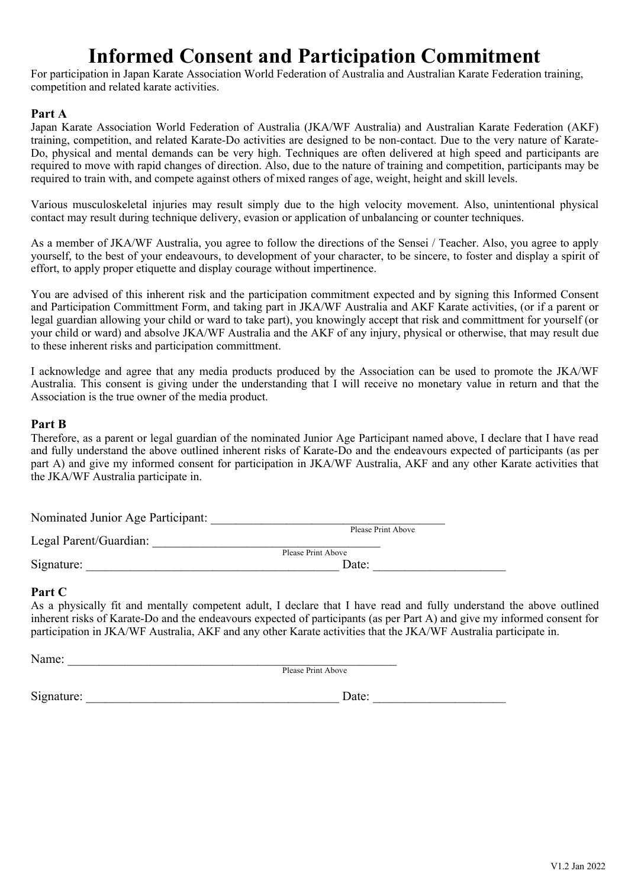# Informed Consent and Participation Commitment

For participation in Japan Karate Association World Federation of Australia and Australian Karate Federation training, competition and related karate activities.

### Part A

Japan Karate Association World Federation of Australia (JKA/WF Australia) and Australian Karate Federation (AKF) training, competition, and related Karate-Do activities are designed to be non-contact. Due to the very nature of Karate-Do, physical and mental demands can be very high. Techniques are often delivered at high speed and participants are required to move with rapid changes of direction. Also, due to the nature of training and competition, participants may be required to train with, and compete against others of mixed ranges of age, weight, height and skill levels.

Various musculoskeletal injuries may result simply due to the high velocity movement. Also, unintentional physical contact may result during technique delivery, evasion or application of unbalancing or counter techniques.

As a member of JKA/WF Australia, you agree to follow the directions of the Sensei / Teacher. Also, you agree to apply yourself, to the best of your endeavours, to development of your character, to be sincere, to foster and display a spirit of effort, to apply proper etiquette and display courage without impertinence.

You are advised of this inherent risk and the participation commitment expected and by signing this Informed Consent and Participation Committment Form, and taking part in JKA/WF Australia and AKF Karate activities, (or if a parent or legal guardian allowing your child or ward to take part), you knowingly accept that risk and committment for yourself (or your child or ward) and absolve JKA/WF Australia and the AKF of any injury, physical or otherwise, that may result due to these inherent risks and participation committment.

I acknowledge and agree that any media products produced by the Association can be used to promote the JKA/WF Australia. This consent is giving under the understanding that I will receive no monetary value in return and that the Association is the true owner of the media product.

### Part B

Therefore, as a parent or legal guardian of the nominated Junior Age Participant named above, I declare that I have read and fully understand the above outlined inherent risks of Karate-Do and the endeavours expected of participants (as per part A) and give my informed consent for participation in JKA/WF Australia, AKF and any other Karate activities that the JKA/WF Australia participate in.

Nominated Junior Age Participant: ______________________________________
Please Print Above

Legal Parent/Guardian: ______________________________________
Please Print Above

Signature: ________________________________________ Date: ____________________

### Part C

As a physically fit and mentally competent adult, I declare that I have read and fully understand the above outlined inherent risks of Karate-Do and the endeavours expected of participants (as per Part A) and give my informed consent for participation in JKA/WF Australia, AKF and any other Karate activities that the JKA/WF Australia participate in.

Name: ______________________________________________________
Please Print Above

Signature: ________________________________________ Date: ____________________

V1.2 Jan 2022